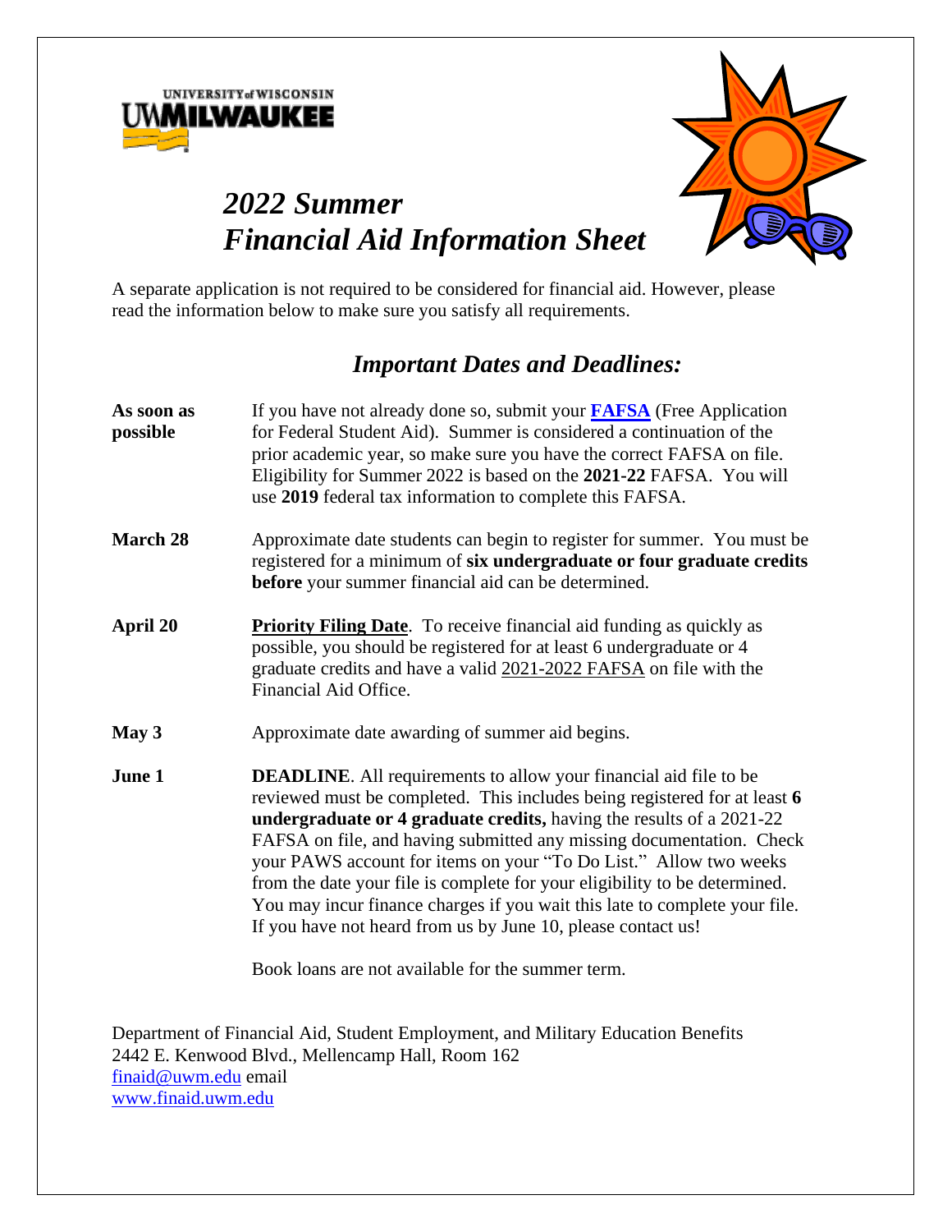UNIVERSITY of WISCONSIN
UWMILWAUKEE

# *2022 Summer Financial Aid Information Sheet*

A separate application is not required to be considered for financial aid. However, please read the information below to make sure you satisfy all requirements.

## *Important Dates and Deadlines:*

**As soon as possible** — If you have not already done so, submit your **FAFSA** (Free Application for Federal Student Aid). Summer is considered a continuation of the prior academic year, so make sure you have the correct FAFSA on file. Eligibility for Summer 2022 is based on the **2021-22** FAFSA. You will use **2019** federal tax information to complete this FAFSA.

**March 28** — Approximate date students can begin to register for summer. You must be registered for a minimum of **six undergraduate or four graduate credits before** your summer financial aid can be determined.

**April 20** — **Priority Filing Date**. To receive financial aid funding as quickly as possible, you should be registered for at least 6 undergraduate or 4 graduate credits and have a valid 2021-2022 FAFSA on file with the Financial Aid Office.

**May 3** — Approximate date awarding of summer aid begins.

**June 1** — **DEADLINE**. All requirements to allow your financial aid file to be reviewed must be completed. This includes being registered for at least **6 undergraduate or 4 graduate credits,** having the results of a 2021-22 FAFSA on file, and having submitted any missing documentation. Check your PAWS account for items on your "To Do List." Allow two weeks from the date your file is complete for your eligibility to be determined. You may incur finance charges if you wait this late to complete your file. If you have not heard from us by June 10, please contact us!

Book loans are not available for the summer term.

Department of Financial Aid, Student Employment, and Military Education Benefits
2442 E. Kenwood Blvd., Mellencamp Hall, Room 162
finaid@uwm.edu email
www.finaid.uwm.edu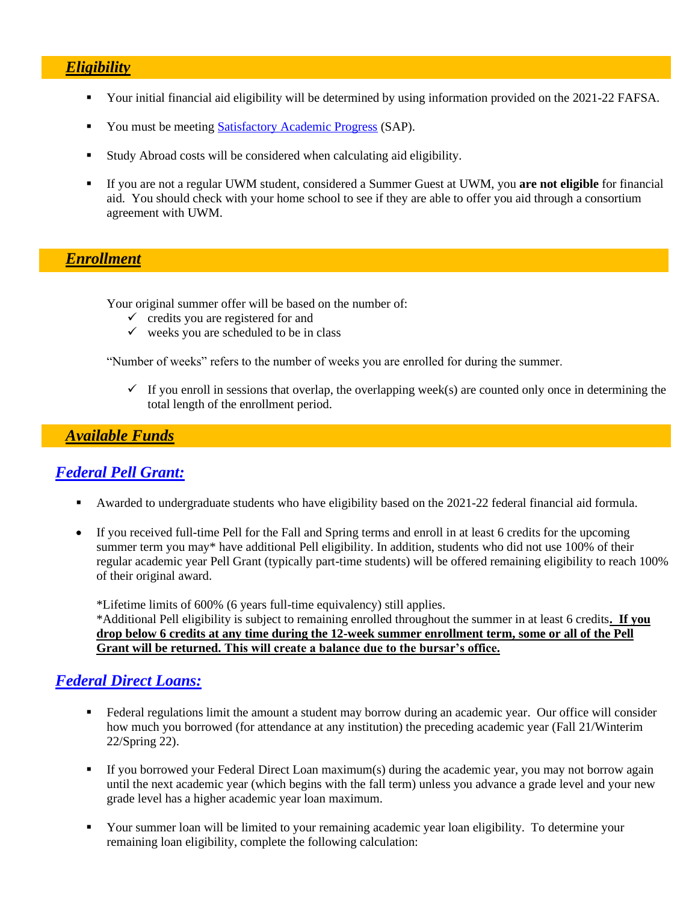## ***Eligibility***

- Your initial financial aid eligibility will be determined by using information provided on the 2021-22 FAFSA.
- You must be meeting [Satisfactory Academic Progress](#) (SAP).
- Study Abroad costs will be considered when calculating aid eligibility.
- If you are not a regular UWM student, considered a Summer Guest at UWM, you **are not eligible** for financial aid. You should check with your home school to see if they are able to offer you aid through a consortium agreement with UWM.

## ***Enrollment***

Your original summer offer will be based on the number of:

- ✓ credits you are registered for and
- ✓ weeks you are scheduled to be in class

"Number of weeks" refers to the number of weeks you are enrolled for during the summer.

- ✓ If you enroll in sessions that overlap, the overlapping week(s) are counted only once in determining the total length of the enrollment period.

## ***Available Funds***

### ***Federal Pell Grant:***

- Awarded to undergraduate students who have eligibility based on the 2021-22 federal financial aid formula.
- If you received full-time Pell for the Fall and Spring terms and enroll in at least 6 credits for the upcoming summer term you may* have additional Pell eligibility. In addition, students who did not use 100% of their regular academic year Pell Grant (typically part-time students) will be offered remaining eligibility to reach 100% of their original award.

  *Lifetime limits of 600% (6 years full-time equivalency) still applies.
  *Additional Pell eligibility is subject to remaining enrolled throughout the summer in at least 6 credits**. <u>If you drop below 6 credits at any time during the 12-week summer enrollment term, some or all of the Pell Grant will be returned. This will create a balance due to the bursar's office.</u>**

### ***Federal Direct Loans:***

- Federal regulations limit the amount a student may borrow during an academic year. Our office will consider how much you borrowed (for attendance at any institution) the preceding academic year (Fall 21/Winterim 22/Spring 22).
- If you borrowed your Federal Direct Loan maximum(s) during the academic year, you may not borrow again until the next academic year (which begins with the fall term) unless you advance a grade level and your new grade level has a higher academic year loan maximum.
- Your summer loan will be limited to your remaining academic year loan eligibility. To determine your remaining loan eligibility, complete the following calculation: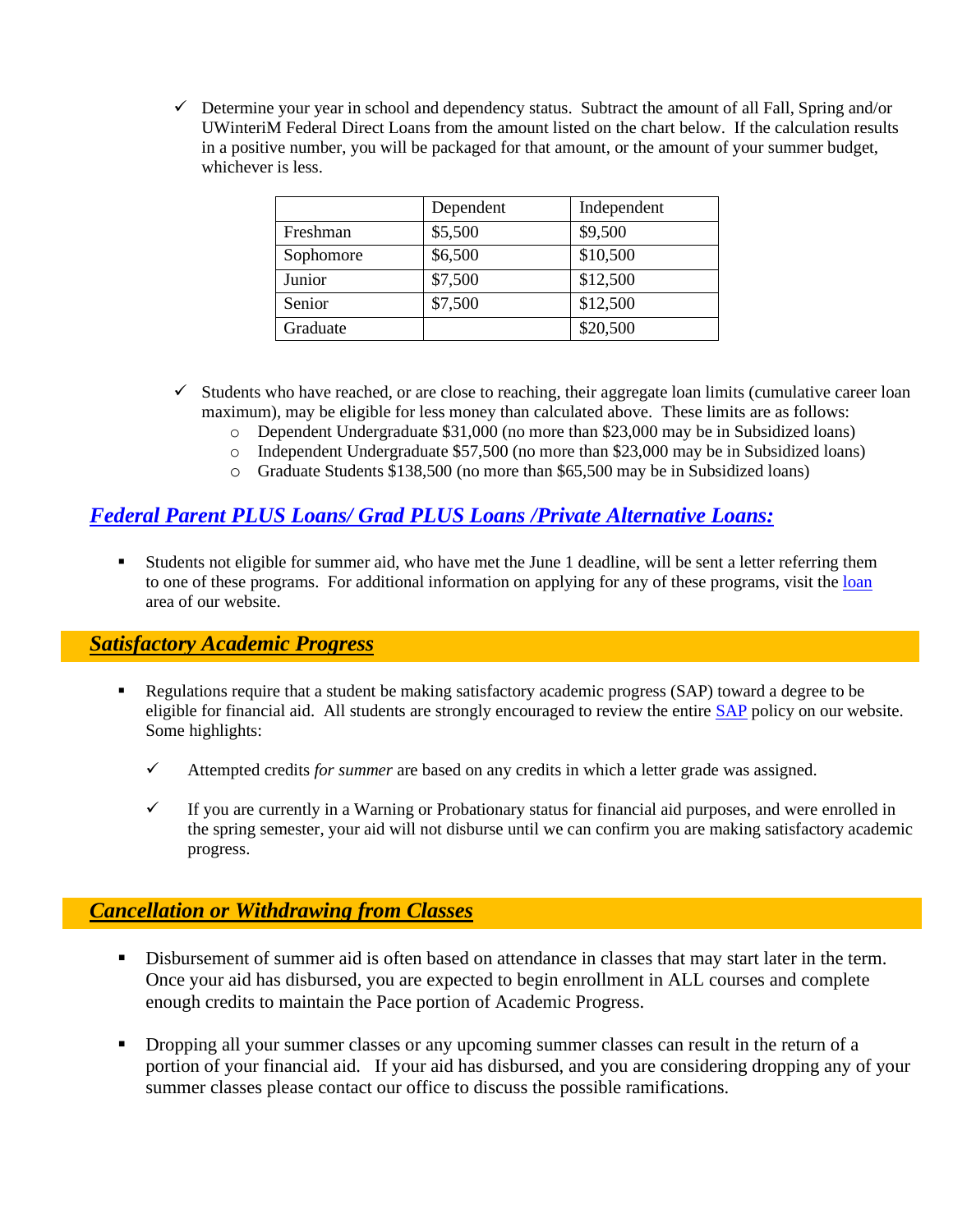- ✓ Determine your year in school and dependency status. Subtract the amount of all Fall, Spring and/or UWinteriM Federal Direct Loans from the amount listed on the chart below. If the calculation results in a positive number, you will be packaged for that amount, or the amount of your summer budget, whichever is less.

| | Dependent | Independent |
|---|---|---|
| Freshman | $5,500 | $9,500 |
| Sophomore | $6,500 | $10,500 |
| Junior | $7,500 | $12,500 |
| Senior | $7,500 | $12,500 |
| Graduate | | $20,500 |

- ✓ Students who have reached, or are close to reaching, their aggregate loan limits (cumulative career loan maximum), may be eligible for less money than calculated above. These limits are as follows:
  - Dependent Undergraduate $31,000 (no more than $23,000 may be in Subsidized loans)
  - Independent Undergraduate $57,500 (no more than $23,000 may be in Subsidized loans)
  - Graduate Students $138,500 (no more than $65,500 may be in Subsidized loans)

## ***Federal Parent PLUS Loans/ Grad PLUS Loans /Private Alternative Loans:***

- Students not eligible for summer aid, who have met the June 1 deadline, will be sent a letter referring them to one of these programs. For additional information on applying for any of these programs, visit the loan area of our website.

## ***Satisfactory Academic Progress***

- Regulations require that a student be making satisfactory academic progress (SAP) toward a degree to be eligible for financial aid. All students are strongly encouraged to review the entire SAP policy on our website. Some highlights:

  - ✓ Attempted credits *for summer* are based on any credits in which a letter grade was assigned.

  - ✓ If you are currently in a Warning or Probationary status for financial aid purposes, and were enrolled in the spring semester, your aid will not disburse until we can confirm you are making satisfactory academic progress.

## ***Cancellation or Withdrawing from Classes***

- Disbursement of summer aid is often based on attendance in classes that may start later in the term. Once your aid has disbursed, you are expected to begin enrollment in ALL courses and complete enough credits to maintain the Pace portion of Academic Progress.

- Dropping all your summer classes or any upcoming summer classes can result in the return of a portion of your financial aid. If your aid has disbursed, and you are considering dropping any of your summer classes please contact our office to discuss the possible ramifications.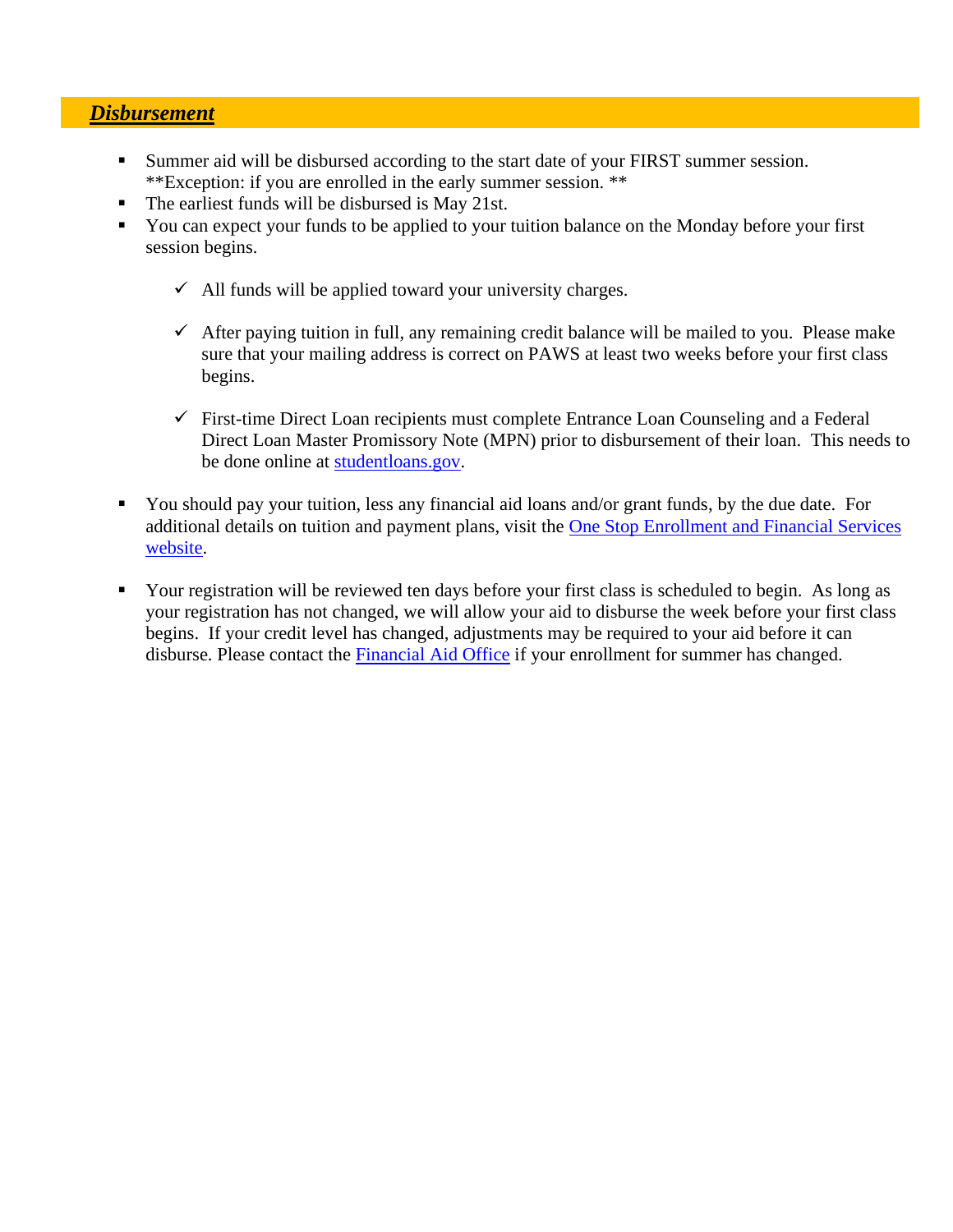## ***Disbursement***

- Summer aid will be disbursed according to the start date of your FIRST summer session. **Exception: if you are enrolled in the early summer session. **
- The earliest funds will be disbursed is May 21st.
- You can expect your funds to be applied to your tuition balance on the Monday before your first session begins.

  - ✓ All funds will be applied toward your university charges.

  - ✓ After paying tuition in full, any remaining credit balance will be mailed to you. Please make sure that your mailing address is correct on PAWS at least two weeks before your first class begins.

  - ✓ First-time Direct Loan recipients must complete Entrance Loan Counseling and a Federal Direct Loan Master Promissory Note (MPN) prior to disbursement of their loan. This needs to be done online at studentloans.gov.

- You should pay your tuition, less any financial aid loans and/or grant funds, by the due date. For additional details on tuition and payment plans, visit the One Stop Enrollment and Financial Services website.

- Your registration will be reviewed ten days before your first class is scheduled to begin. As long as your registration has not changed, we will allow your aid to disburse the week before your first class begins. If your credit level has changed, adjustments may be required to your aid before it can disburse. Please contact the Financial Aid Office if your enrollment for summer has changed.